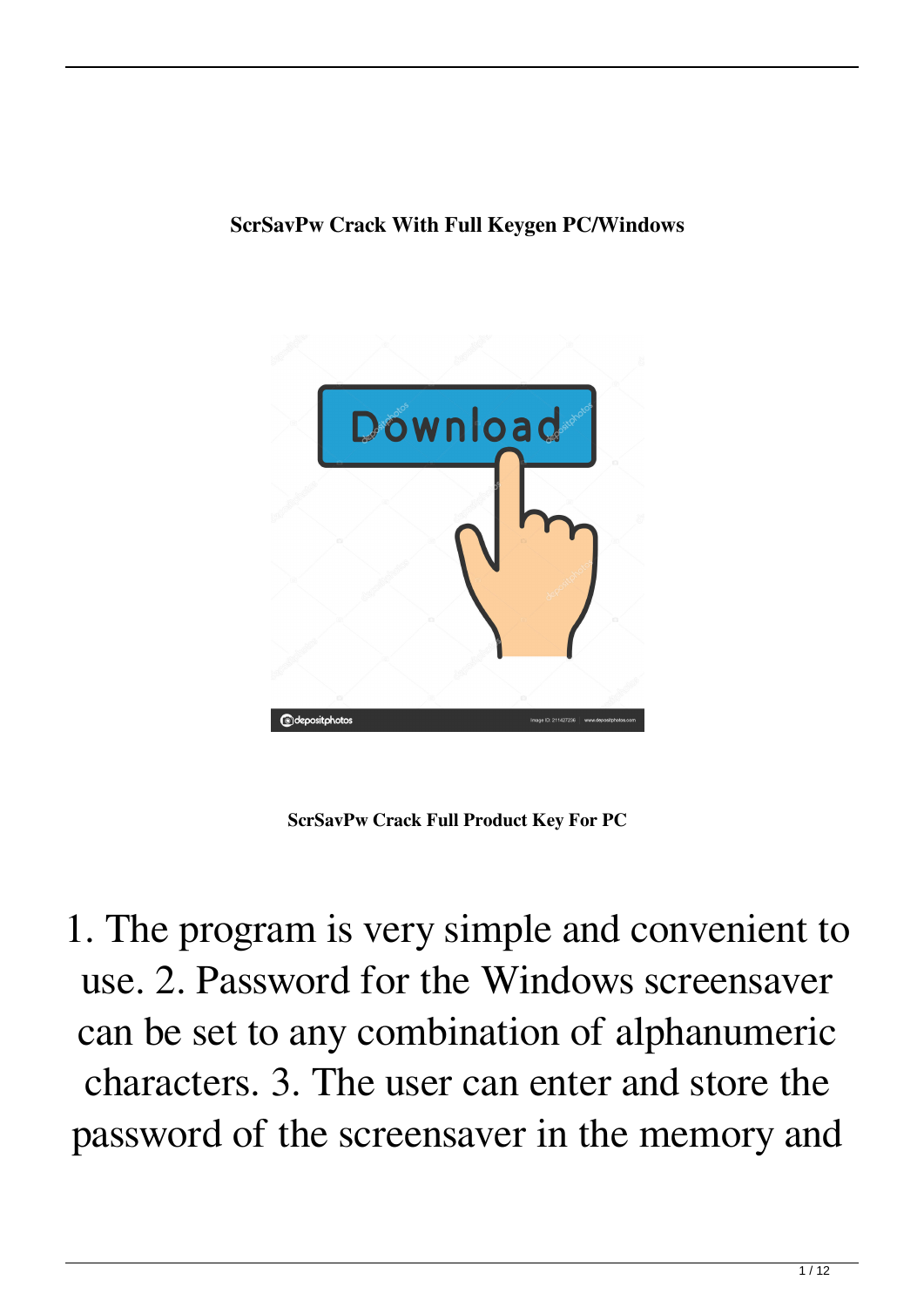**ScrSavPw Crack With Full Keygen PC/Windows**

**ScrSavPw Crack Full Product Key For PC**

1. The program is very simple and convenient to use. 2. Password for the Windows screensaver can be set to any combination of alphanumeric characters. 3. The user can enter and store the password of the screensaver in the memory and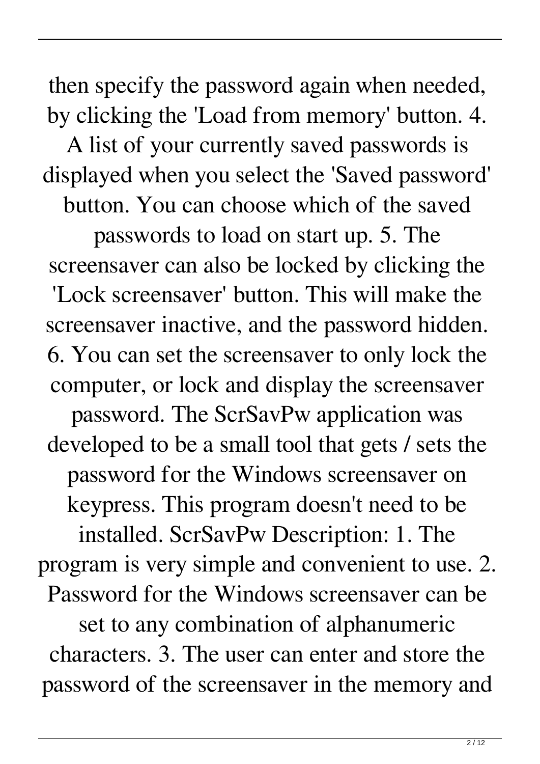then specify the password again when needed, by clicking the 'Load from memory' button. 4. A list of your currently saved passwords is displayed when you select the 'Saved password' button. You can choose which of the saved passwords to load on start up. 5. The screensaver can also be locked by clicking the 'Lock screensaver' button. This will make the screensaver inactive, and the password hidden. 6. You can set the screensaver to only lock the computer, or lock and display the screensaver password. The ScrSavPw application was developed to be a small tool that gets / sets the password for the Windows screensaver on keypress. This program doesn't need to be installed. ScrSavPw Description: 1. The program is very simple and convenient to use. 2. Password for the Windows screensaver can be set to any combination of alphanumeric characters. 3. The user can enter and store the password of the screensaver in the memory and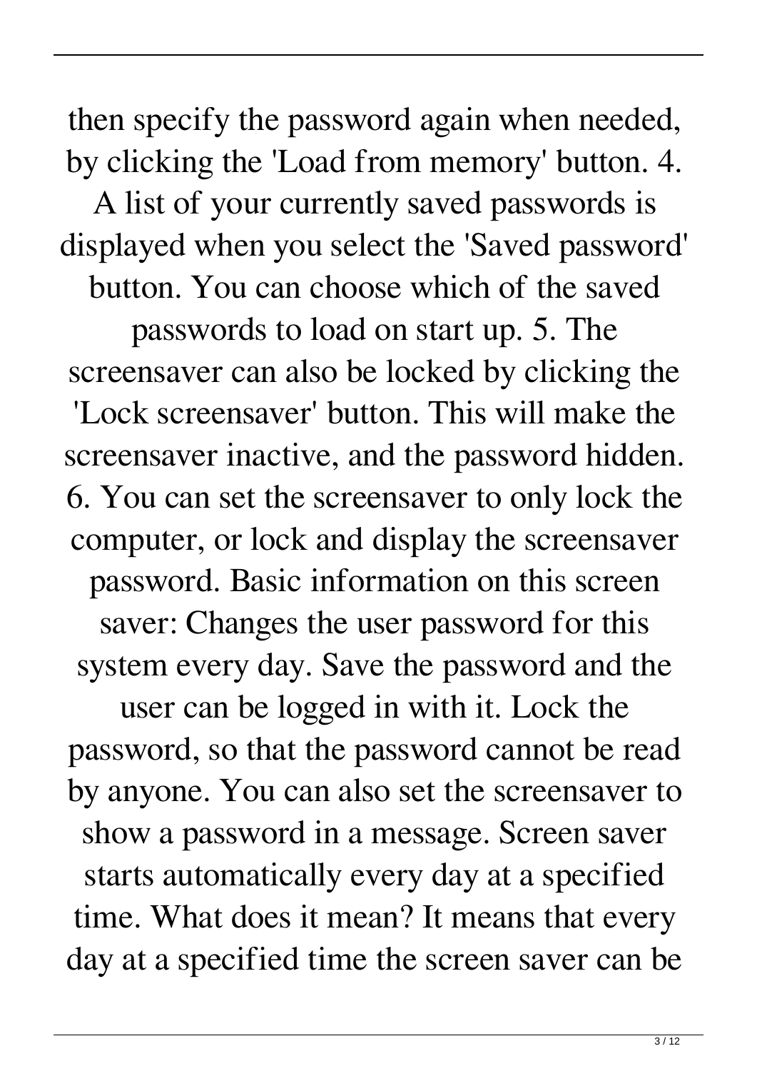then specify the password again when needed, by clicking the 'Load from memory' button. 4. A list of your currently saved passwords is displayed when you select the 'Saved password' button. You can choose which of the saved passwords to load on start up. 5. The screensaver can also be locked by clicking the 'Lock screensaver' button. This will make the screensaver inactive, and the password hidden. 6. You can set the screensaver to only lock the computer, or lock and display the screensaver password. Basic information on this screen saver: Changes the user password for this system every day. Save the password and the user can be logged in with it. Lock the password, so that the password cannot be read by anyone. You can also set the screensaver to show a password in a message. Screen saver starts automatically every day at a specified time. What does it mean? It means that every day at a specified time the screen saver can be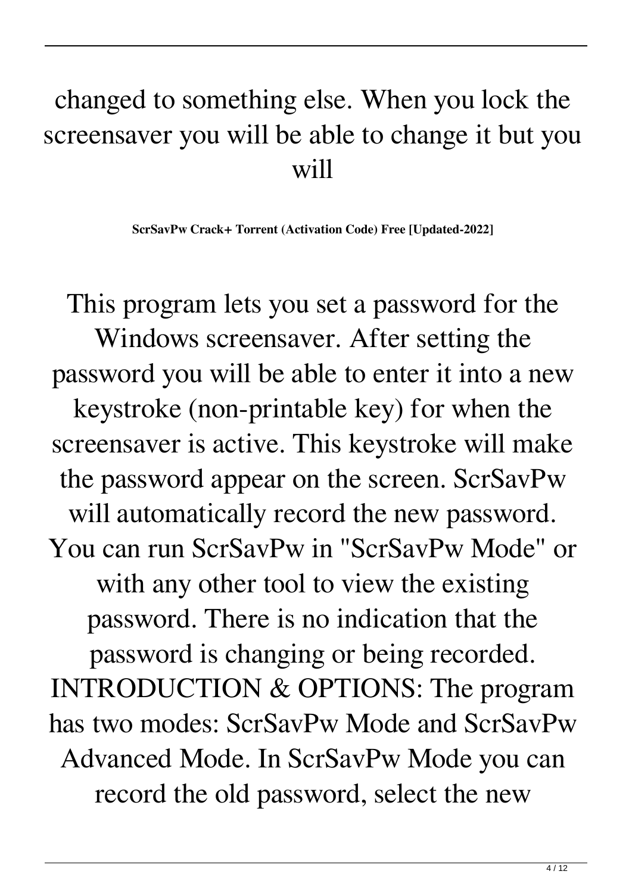changed to something else. When you lock the screensaver you will be able to change it but you will

**ScrSavPw Crack+ Torrent (Activation Code) Free [Updated-2022]**

This program lets you set a password for the Windows screensaver. After setting the password you will be able to enter it into a new keystroke (non-printable key) for when the screensaver is active. This keystroke will make the password appear on the screen. ScrSavPw will automatically record the new password. You can run ScrSavPw in "ScrSavPw Mode" or with any other tool to view the existing password. There is no indication that the password is changing or being recorded. INTRODUCTION & OPTIONS: The program has two modes: ScrSavPw Mode and ScrSavPw Advanced Mode. In ScrSavPw Mode you can record the old password, select the new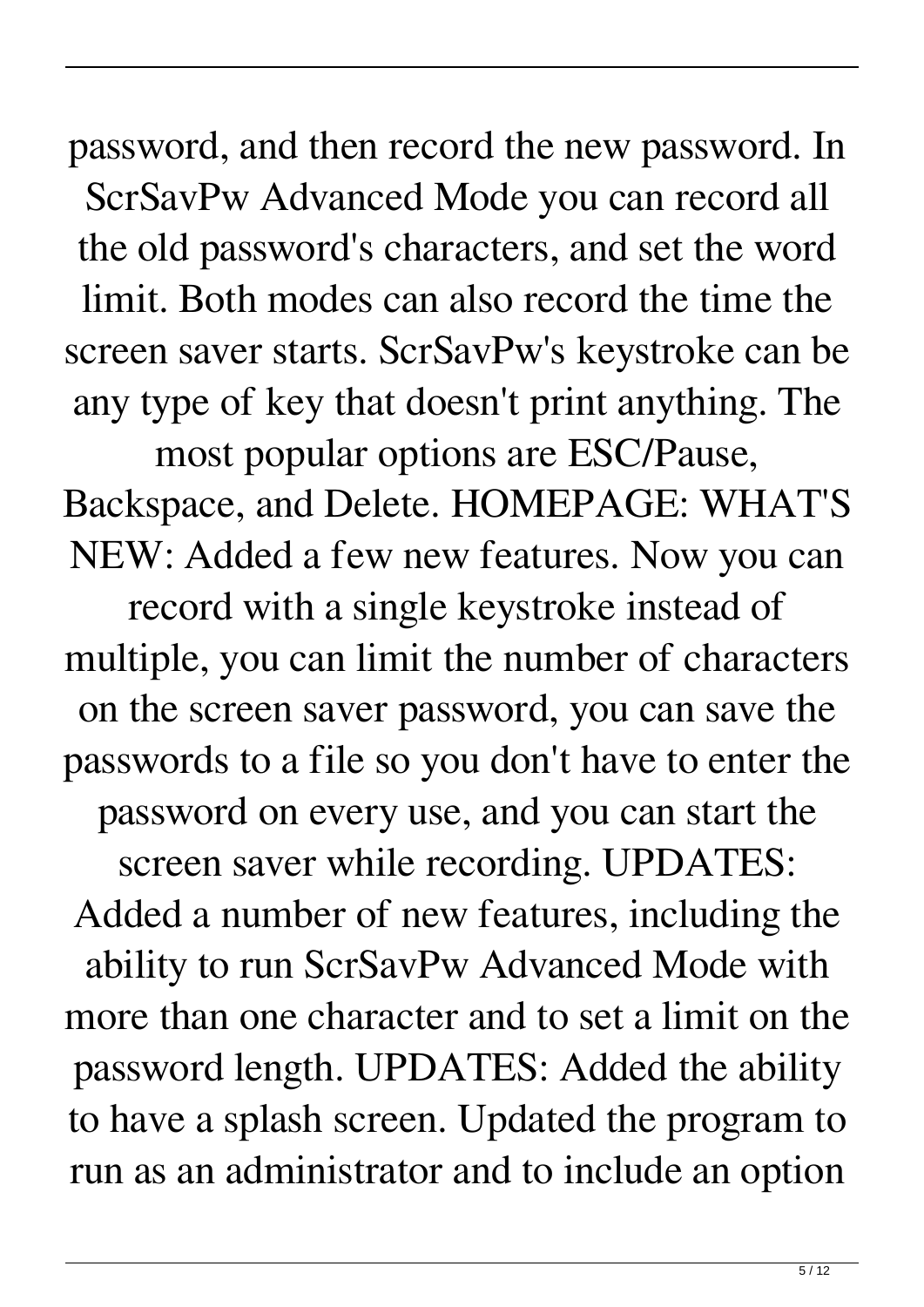password, and then record the new password. In ScrSavPw Advanced Mode you can record all the old password's characters, and set the word limit. Both modes can also record the time the screen saver starts. ScrSavPw's keystroke can be any type of key that doesn't print anything. The most popular options are ESC/Pause, Backspace, and Delete. HOMEPAGE: WHAT'S NEW: Added a few new features. Now you can record with a single keystroke instead of multiple, you can limit the number of characters on the screen saver password, you can save the passwords to a file so you don't have to enter the password on every use, and you can start the screen saver while recording. UPDATES: Added a number of new features, including the ability to run ScrSavPw Advanced Mode with more than one character and to set a limit on the password length. UPDATES: Added the ability to have a splash screen. Updated the program to run as an administrator and to include an option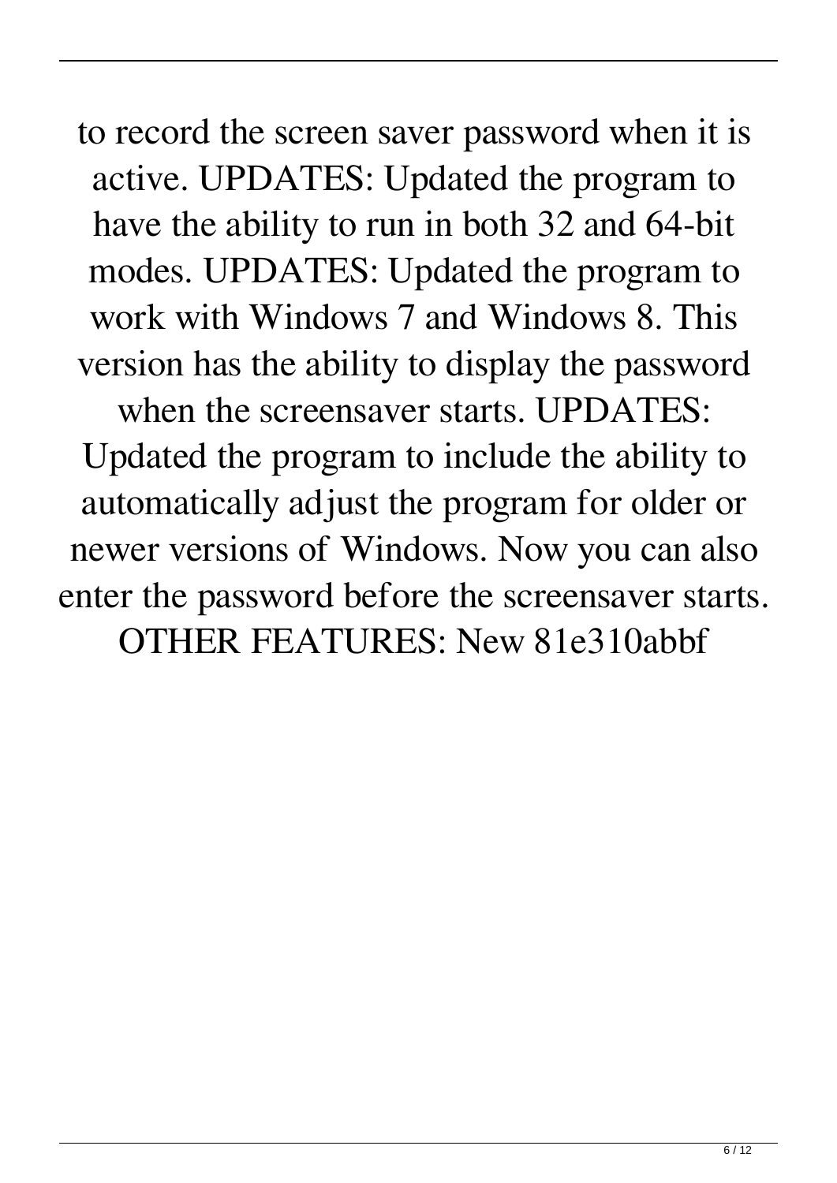to record the screen saver password when it is active. UPDATES: Updated the program to have the ability to run in both 32 and 64-bit modes. UPDATES: Updated the program to work with Windows 7 and Windows 8. This version has the ability to display the password when the screensaver starts. UPDATES: Updated the program to include the ability to automatically adjust the program for older or newer versions of Windows. Now you can also enter the password before the screensaver starts. OTHER FEATURES: New 81e310abbf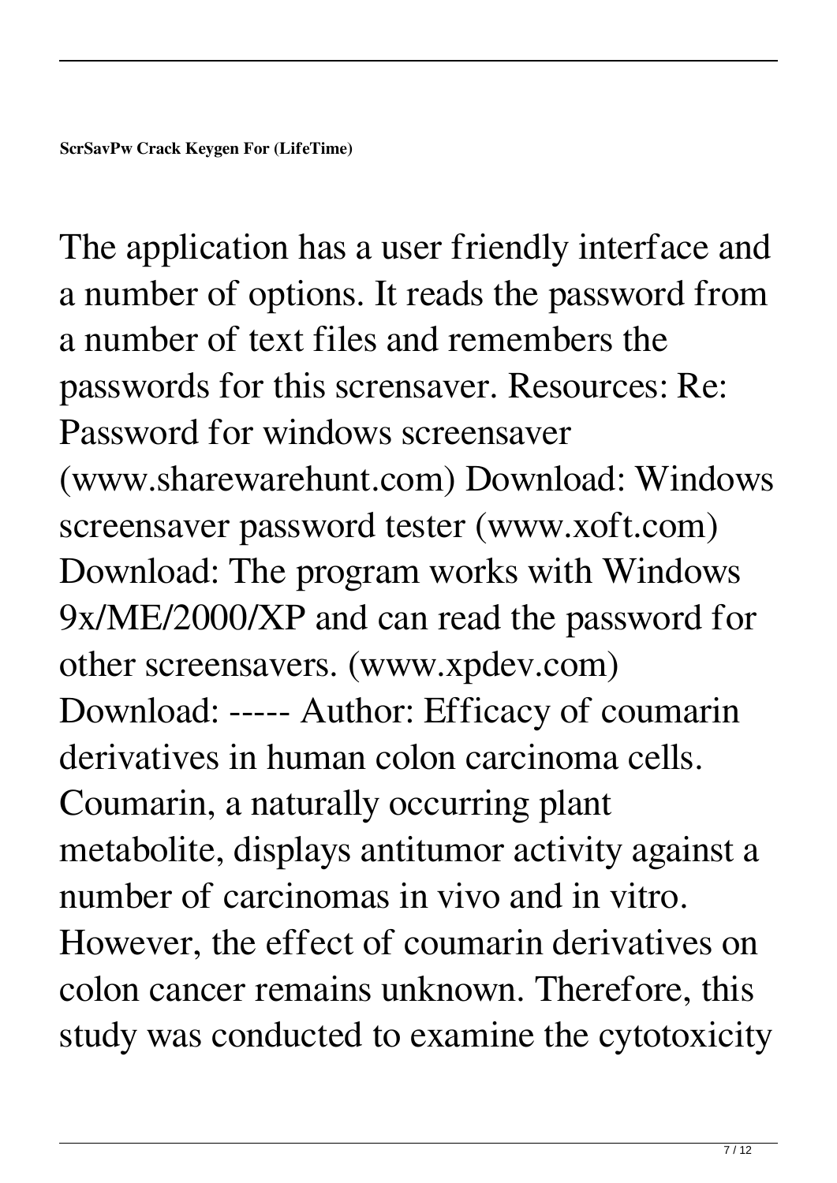**ScrSavPw Crack Keygen For (LifeTime)**

The application has a user friendly interface and a number of options. It reads the password from a number of text files and remembers the passwords for this scrensaver. Resources: Re: Password for windows screensaver (www.sharewarehunt.com) Download: Windows screensaver password tester (www.xoft.com) Download: The program works with Windows 9x/ME/2000/XP and can read the password for other screensavers. (www.xpdev.com) Download: ----- Author: Efficacy of coumarin derivatives in human colon carcinoma cells. Coumarin, a naturally occurring plant metabolite, displays antitumor activity against a number of carcinomas in vivo and in vitro. However, the effect of coumarin derivatives on colon cancer remains unknown. Therefore, this study was conducted to examine the cytotoxicity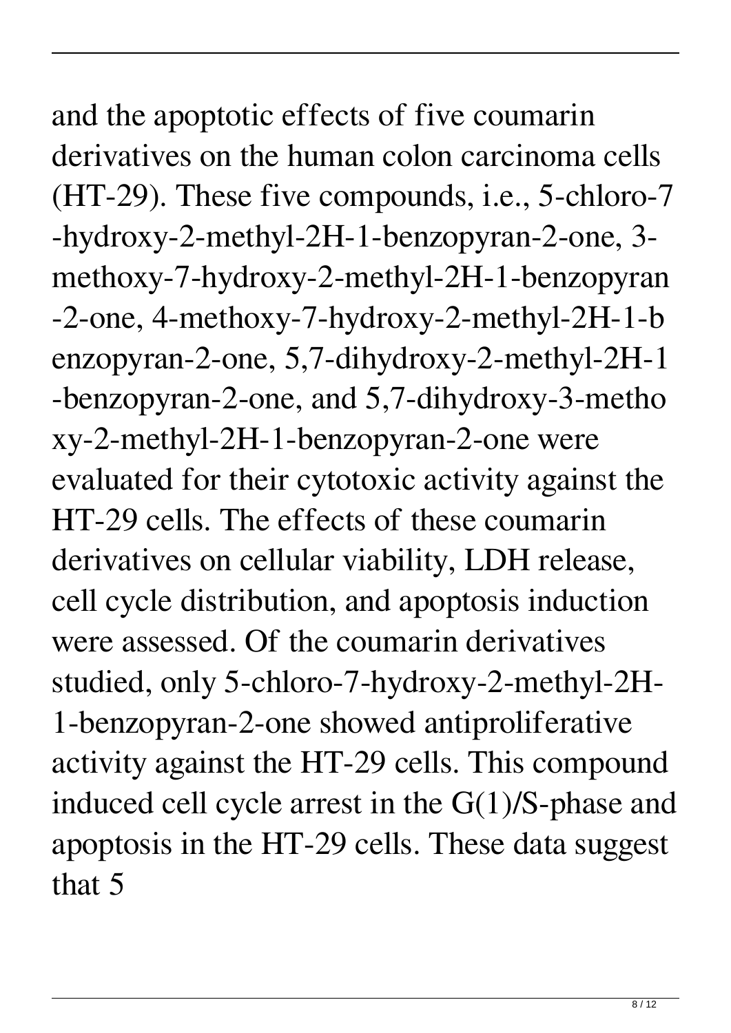and the apoptotic effects of five coumarin derivatives on the human colon carcinoma cells (HT-29). These five compounds, i.e., 5-chloro-7-hydroxy-2-methyl-2H-1-benzopyran-2-one, 3-methoxy-7-hydroxy-2-methyl-2H-1-benzopyran-2-one, 4-methoxy-7-hydroxy-2-methyl-2H-1-benzopyran-2-one, 5,7-dihydroxy-2-methyl-2H-1-benzopyran-2-one, and 5,7-dihydroxy-3-methoxy-2-methyl-2H-1-benzopyran-2-one were evaluated for their cytotoxic activity against the HT-29 cells. The effects of these coumarin derivatives on cellular viability, LDH release, cell cycle distribution, and apoptosis induction were assessed. Of the coumarin derivatives studied, only 5-chloro-7-hydroxy-2-methyl-2H-1-benzopyran-2-one showed antiproliferative activity against the HT-29 cells. This compound induced cell cycle arrest in the G(1)/S-phase and apoptosis in the HT-29 cells. These data suggest that 5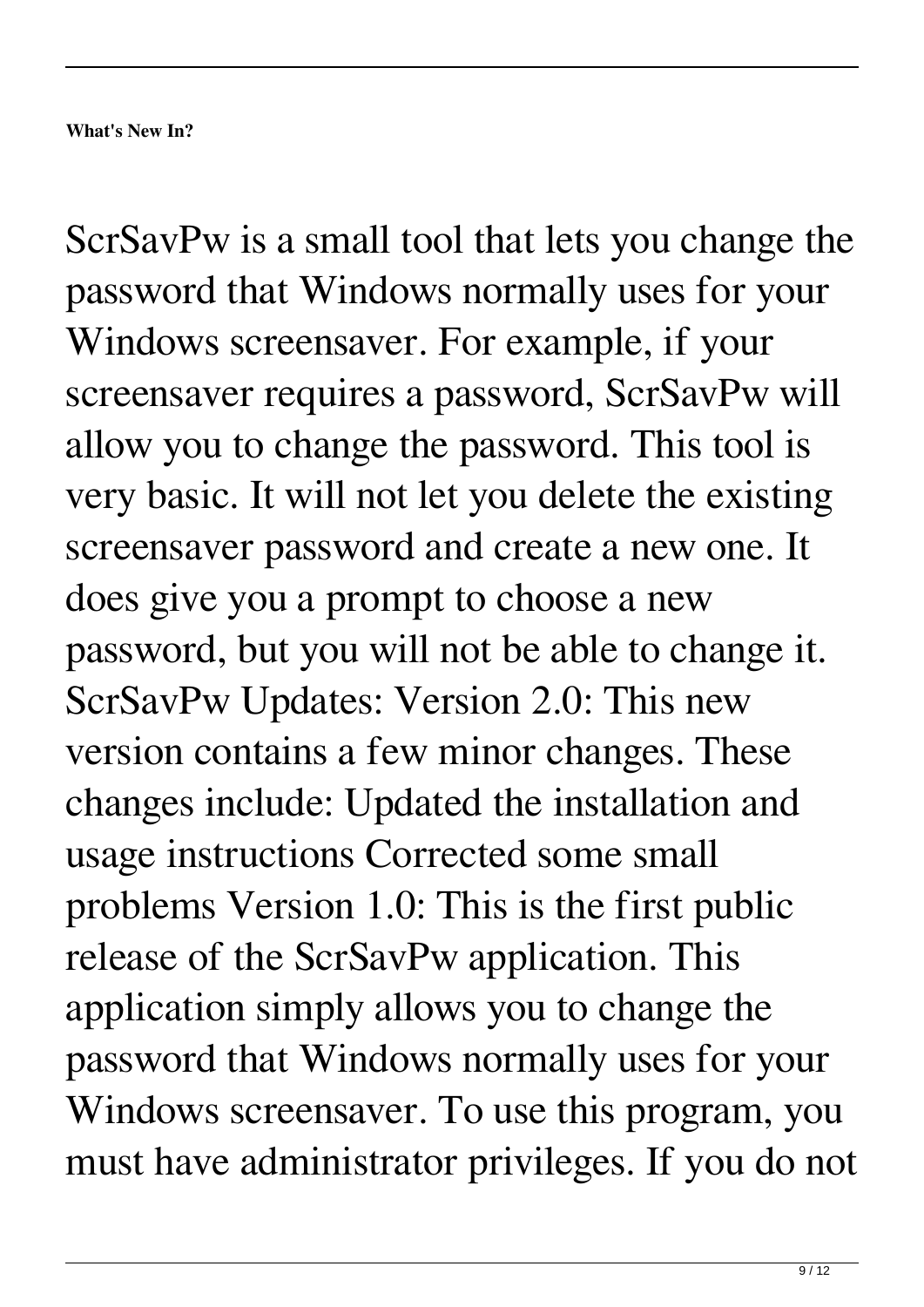**What's New In?**

ScrSavPw is a small tool that lets you change the password that Windows normally uses for your Windows screensaver. For example, if your screensaver requires a password, ScrSavPw will allow you to change the password. This tool is very basic. It will not let you delete the existing screensaver password and create a new one. It does give you a prompt to choose a new password, but you will not be able to change it. ScrSavPw Updates: Version 2.0: This new version contains a few minor changes. These changes include: Updated the installation and usage instructions Corrected some small problems Version 1.0: This is the first public release of the ScrSavPw application. This application simply allows you to change the password that Windows normally uses for your Windows screensaver. To use this program, you must have administrator privileges. If you do not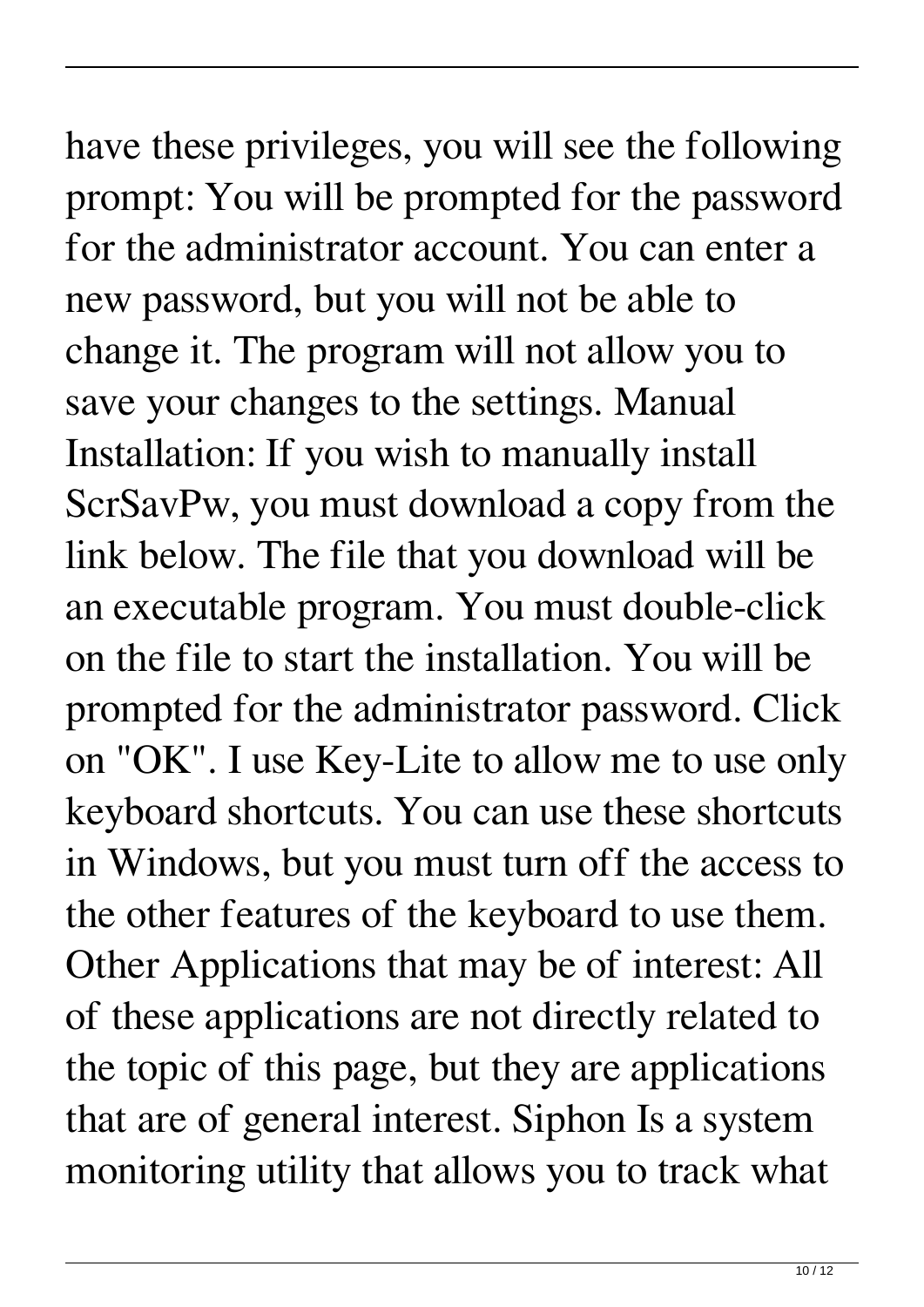have these privileges, you will see the following prompt: You will be prompted for the password for the administrator account. You can enter a new password, but you will not be able to change it. The program will not allow you to save your changes to the settings. Manual Installation: If you wish to manually install ScrSavPw, you must download a copy from the link below. The file that you download will be an executable program. You must double-click on the file to start the installation. You will be prompted for the administrator password. Click on "OK". I use Key-Lite to allow me to use only keyboard shortcuts. You can use these shortcuts in Windows, but you must turn off the access to the other features of the keyboard to use them. Other Applications that may be of interest: All of these applications are not directly related to the topic of this page, but they are applications that are of general interest. Siphon Is a system monitoring utility that allows you to track what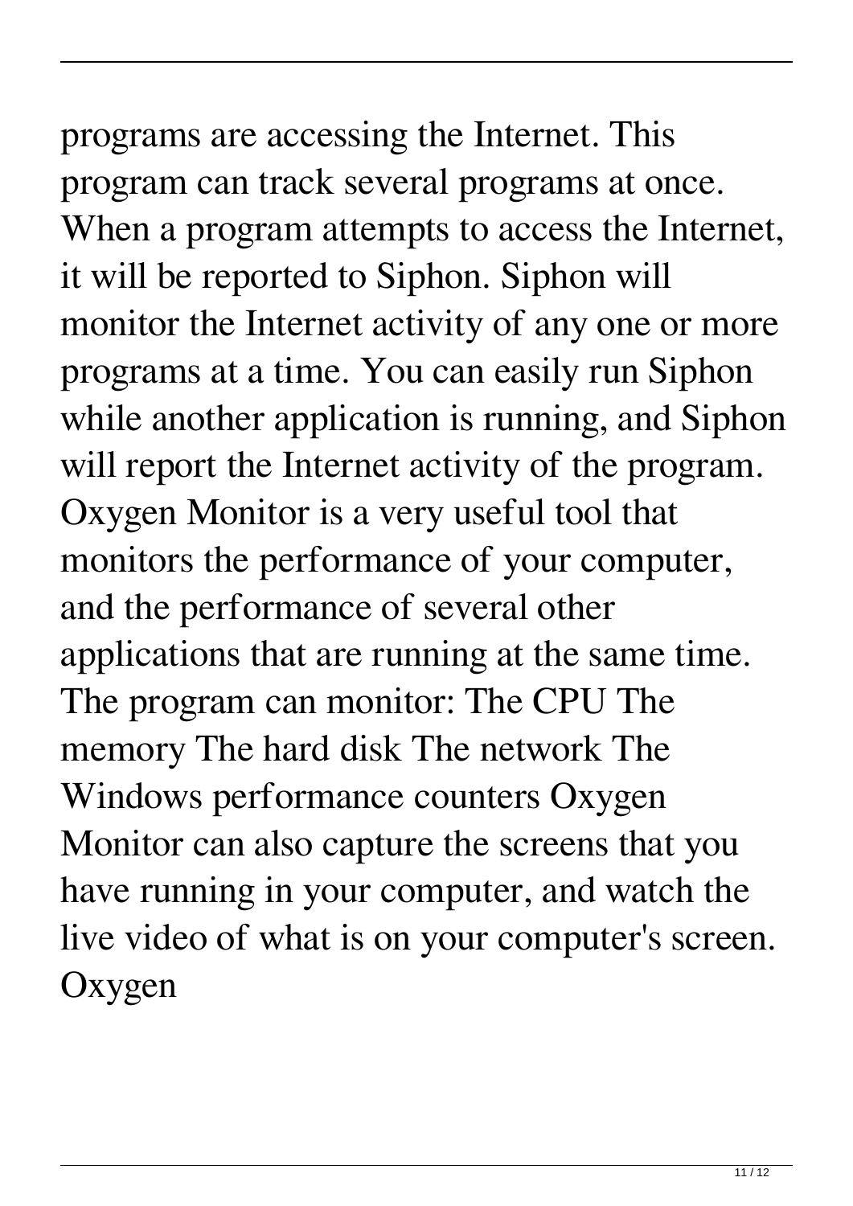programs are accessing the Internet. This program can track several programs at once. When a program attempts to access the Internet, it will be reported to Siphon. Siphon will monitor the Internet activity of any one or more programs at a time. You can easily run Siphon while another application is running, and Siphon will report the Internet activity of the program. Oxygen Monitor is a very useful tool that monitors the performance of your computer, and the performance of several other applications that are running at the same time. The program can monitor: The CPU The memory The hard disk The network The Windows performance counters Oxygen Monitor can also capture the screens that you have running in your computer, and watch the live video of what is on your computer's screen. Oxygen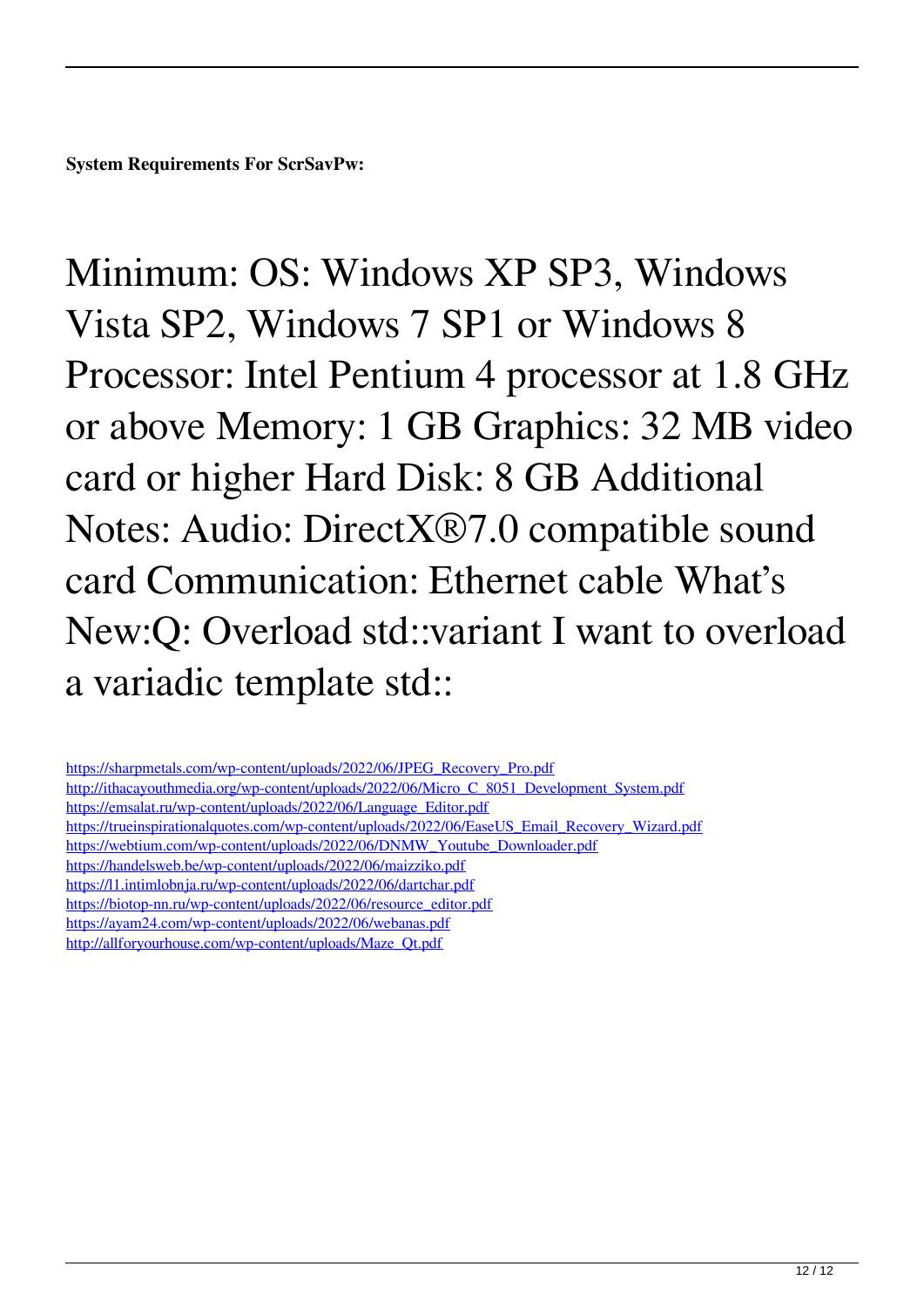**System Requirements For ScrSavPw:**

Minimum: OS: Windows XP SP3, Windows Vista SP2, Windows 7 SP1 or Windows 8 Processor: Intel Pentium 4 processor at 1.8 GHz or above Memory: 1 GB Graphics: 32 MB video card or higher Hard Disk: 8 GB Additional Notes: Audio: DirectX®7.0 compatible sound card Communication: Ethernet cable What's New:Q: Overload std::variant I want to overload a variadic template std::

https://sharpmetals.com/wp-content/uploads/2022/06/JPEG_Recovery_Pro.pdf
http://ithacayouthmedia.org/wp-content/uploads/2022/06/Micro_C_8051_Development_System.pdf
https://emsalat.ru/wp-content/uploads/2022/06/Language_Editor.pdf
https://trueinspirationalquotes.com/wp-content/uploads/2022/06/EaseUS_Email_Recovery_Wizard.pdf
https://webtium.com/wp-content/uploads/2022/06/DNMW_Youtube_Downloader.pdf
https://handelsweb.be/wp-content/uploads/2022/06/maizziko.pdf
https://l1.intimlobnja.ru/wp-content/uploads/2022/06/dartchar.pdf
https://biotop-nn.ru/wp-content/uploads/2022/06/resource_editor.pdf
https://ayam24.com/wp-content/uploads/2022/06/webanas.pdf
http://allforyourhouse.com/wp-content/uploads/Maze_Qt.pdf